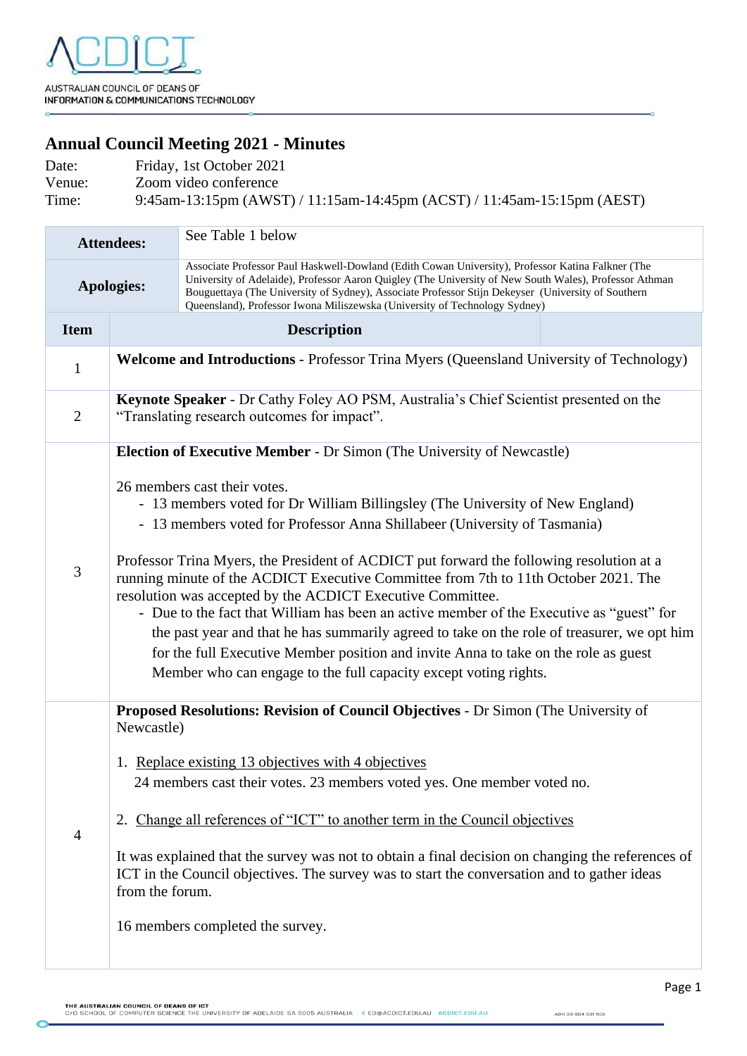AUSTRALIAN COUNCIL OF DEANS OF INFORMATION & COMMUNICATIONS TECHNOLOGY

# Annual Council Meeting 2021 - Minutes

Date: Friday, 1st October 2021
Venue: Zoom video conference
Time: 9:45am-13:15pm (AWST) / 11:15am-14:45pm (ACST) / 11:45am-15:15pm (AEST)

| **Attendees:** | See Table 1 below |
|---|---|
| **Apologies:** | Associate Professor Paul Haskwell-Dowland (Edith Cowan University), Professor Katina Falkner (The University of Adelaide), Professor Aaron Quigley (The University of New South Wales), Professor Athman Bouguettaya (The University of Sydney), Associate Professor Stijn Dekeyser (University of Southern Queensland), Professor Iwona Miliszewska (University of Technology Sydney) |

| Item | Description |
|---|---|
| 1 | **Welcome and Introductions** - Professor Trina Myers (Queensland University of Technology) |
| 2 | **Keynote Speaker** - Dr Cathy Foley AO PSM, Australia's Chief Scientist presented on the "Translating research outcomes for impact". |
| 3 | **Election of Executive Member** - Dr Simon (The University of Newcastle)<br><br>26 members cast their votes.<br>- 13 members voted for Dr William Billingsley (The University of New England)<br>- 13 members voted for Professor Anna Shillabeer (University of Tasmania)<br><br>Professor Trina Myers, the President of ACDICT put forward the following resolution at a running minute of the ACDICT Executive Committee from 7th to 11th October 2021. The resolution was accepted by the ACDICT Executive Committee.<br>- Due to the fact that William has been an active member of the Executive as "guest" for the past year and that he has summarily agreed to take on the role of treasurer, we opt him for the full Executive Member position and invite Anna to take on the role as guest Member who can engage to the full capacity except voting rights. |
| 4 | **Proposed Resolutions: Revision of Council Objectives** - Dr Simon (The University of Newcastle)<br><br>1. Replace existing 13 objectives with 4 objectives<br>24 members cast their votes. 23 members voted yes. One member voted no.<br><br>2. Change all references of "ICT" to another term in the Council objectives<br><br>It was explained that the survey was not to obtain a final decision on changing the references of ICT in the Council objectives. The survey was to start the conversation and to gather ideas from the forum.<br><br>16 members completed the survey. |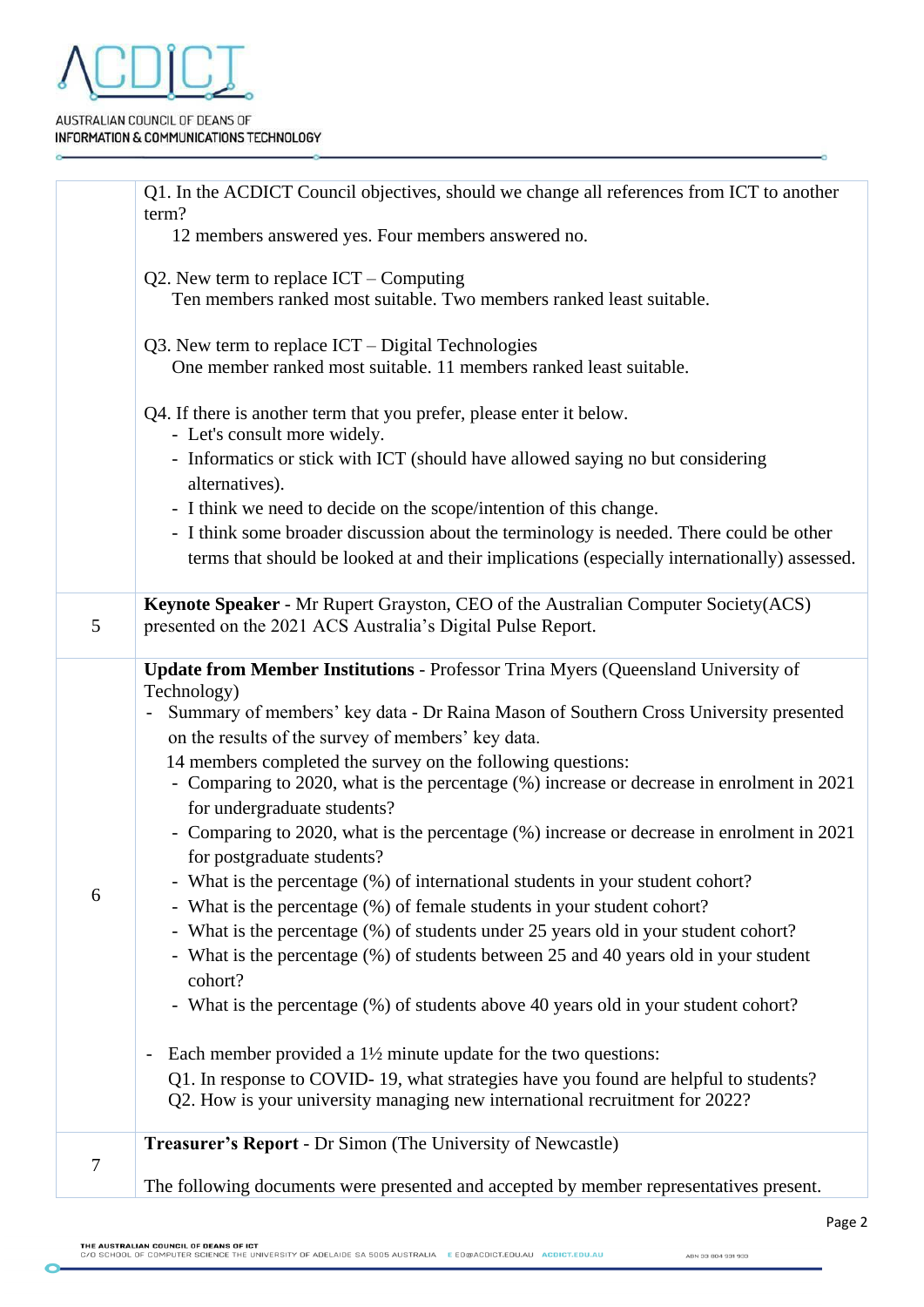| | |
|---|---|
| | Q1. In the ACDICT Council objectives, should we change all references from ICT to another term?<br>12 members answered yes. Four members answered no.<br><br>Q2. New term to replace ICT – Computing<br>Ten members ranked most suitable. Two members ranked least suitable.<br><br>Q3. New term to replace ICT – Digital Technologies<br>One member ranked most suitable. 11 members ranked least suitable.<br><br>Q4. If there is another term that you prefer, please enter it below.<br>- Let's consult more widely.<br>- Informatics or stick with ICT (should have allowed saying no but considering alternatives).<br>- I think we need to decide on the scope/intention of this change.<br>- I think some broader discussion about the terminology is needed. There could be other terms that should be looked at and their implications (especially internationally) assessed. |
| 5 | **Keynote Speaker** - Mr Rupert Grayston, CEO of the Australian Computer Society(ACS) presented on the 2021 ACS Australia's Digital Pulse Report. |
| 6 | **Update from Member Institutions** - Professor Trina Myers (Queensland University of Technology)<br>- Summary of members' key data - Dr Raina Mason of Southern Cross University presented on the results of the survey of members' key data.<br>14 members completed the survey on the following questions:<br>- Comparing to 2020, what is the percentage (%) increase or decrease in enrolment in 2021 for undergraduate students?<br>- Comparing to 2020, what is the percentage (%) increase or decrease in enrolment in 2021 for postgraduate students?<br>- What is the percentage (%) of international students in your student cohort?<br>- What is the percentage (%) of female students in your student cohort?<br>- What is the percentage (%) of students under 25 years old in your student cohort?<br>- What is the percentage (%) of students between 25 and 40 years old in your student cohort?<br>- What is the percentage (%) of students above 40 years old in your student cohort?<br><br>- Each member provided a 1½ minute update for the two questions:<br>Q1. In response to COVID- 19, what strategies have you found are helpful to students?<br>Q2. How is your university managing new international recruitment for 2022? |
| 7 | **Treasurer's Report** - Dr Simon (The University of Newcastle)<br><br>The following documents were presented and accepted by member representatives present. |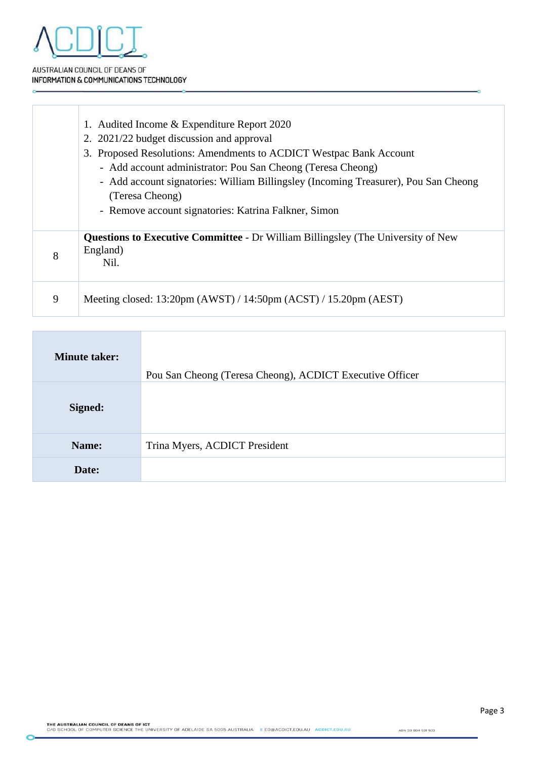| | |
|---|---|
| | 1. Audited Income & Expenditure Report 2020<br>2. 2021/22 budget discussion and approval<br>3. Proposed Resolutions: Amendments to ACDICT Westpac Bank Account<br>- Add account administrator: Pou San Cheong (Teresa Cheong)<br>- Add account signatories: William Billingsley (Incoming Treasurer), Pou San Cheong (Teresa Cheong)<br>- Remove account signatories: Katrina Falkner, Simon |
| 8 | **Questions to Executive Committee** - Dr William Billingsley (The University of New England)<br>Nil. |
| 9 | Meeting closed: 13:20pm (AWST) / 14:50pm (ACST) / 15.20pm (AEST) |

| | |
|---|---|
| **Minute taker:** | Pou San Cheong (Teresa Cheong), ACDICT Executive Officer |
| **Signed:** | |
| **Name:** | Trina Myers, ACDICT President |
| **Date:** | |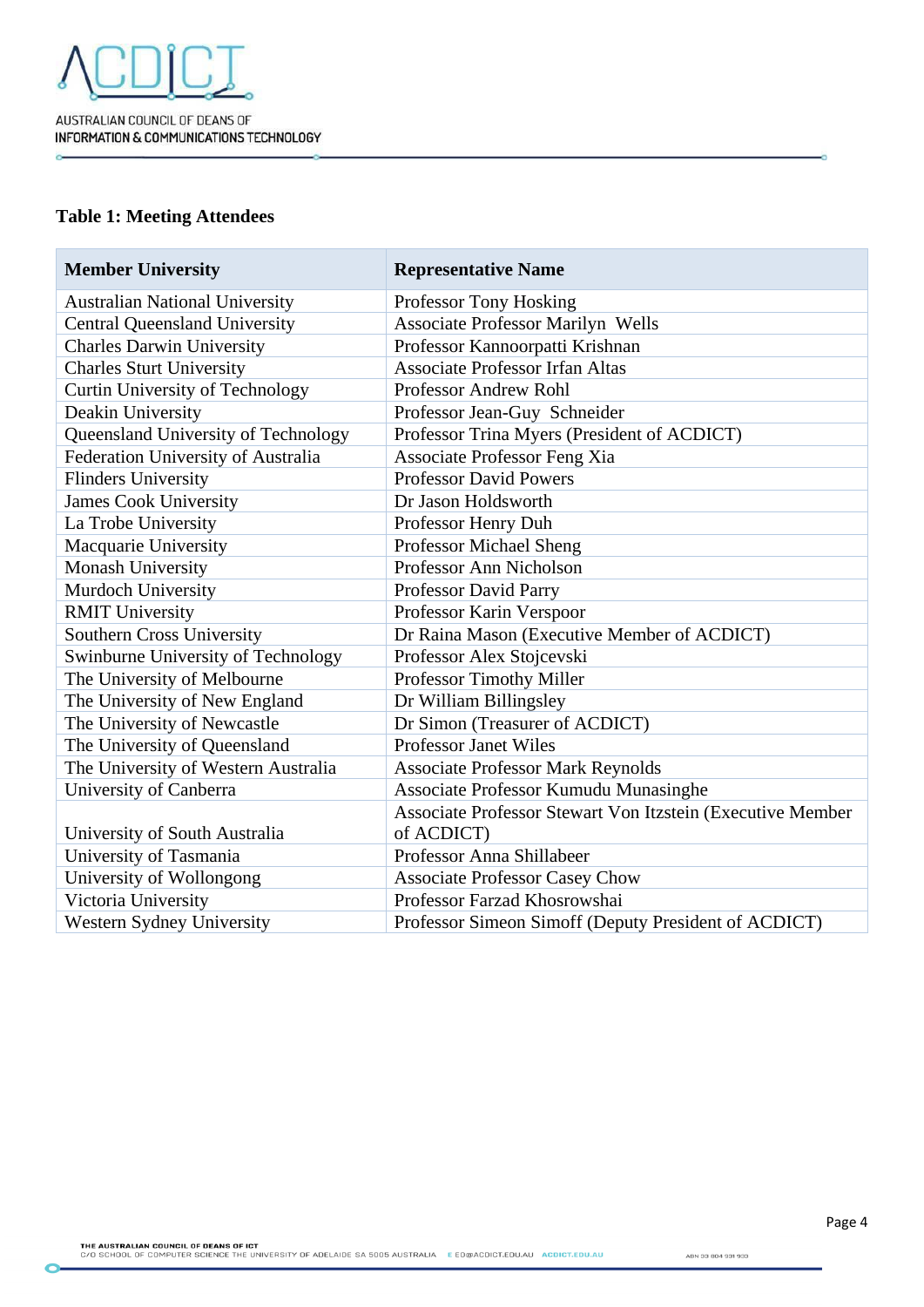**Table 1: Meeting Attendees**

| Member University | Representative Name |
|---|---|
| Australian National University | Professor Tony Hosking |
| Central Queensland University | Associate Professor Marilyn Wells |
| Charles Darwin University | Professor Kannoorpatti Krishnan |
| Charles Sturt University | Associate Professor Irfan Altas |
| Curtin University of Technology | Professor Andrew Rohl |
| Deakin University | Professor Jean-Guy Schneider |
| Queensland University of Technology | Professor Trina Myers (President of ACDICT) |
| Federation University of Australia | Associate Professor Feng Xia |
| Flinders University | Professor David Powers |
| James Cook University | Dr Jason Holdsworth |
| La Trobe University | Professor Henry Duh |
| Macquarie University | Professor Michael Sheng |
| Monash University | Professor Ann Nicholson |
| Murdoch University | Professor David Parry |
| RMIT University | Professor Karin Verspoor |
| Southern Cross University | Dr Raina Mason (Executive Member of ACDICT) |
| Swinburne University of Technology | Professor Alex Stojcevski |
| The University of Melbourne | Professor Timothy Miller |
| The University of New England | Dr William Billingsley |
| The University of Newcastle | Dr Simon (Treasurer of ACDICT) |
| The University of Queensland | Professor Janet Wiles |
| The University of Western Australia | Associate Professor Mark Reynolds |
| University of Canberra | Associate Professor Kumudu Munasinghe |
| University of South Australia | Associate Professor Stewart Von Itzstein (Executive Member of ACDICT) |
| University of Tasmania | Professor Anna Shillabeer |
| University of Wollongong | Associate Professor Casey Chow |
| Victoria University | Professor Farzad Khosrowshai |
| Western Sydney University | Professor Simeon Simoff (Deputy President of ACDICT) |